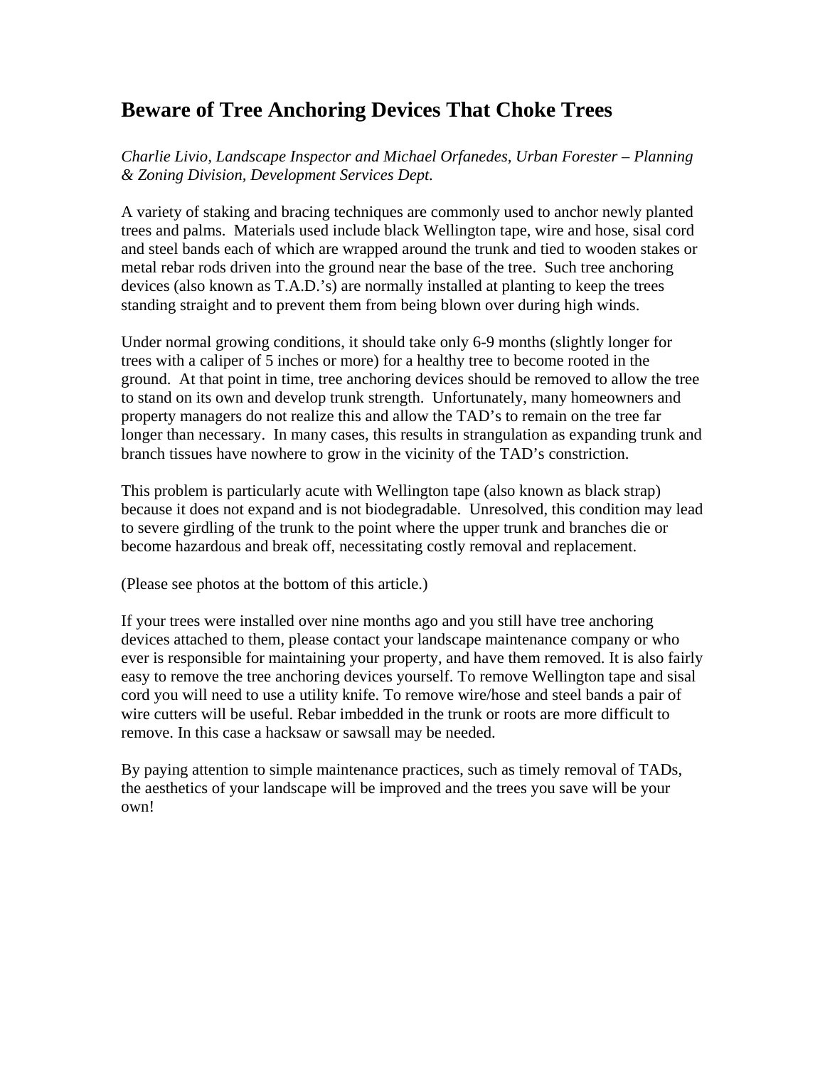# Beware of Tree Anchoring Devices That Choke Trees

*Charlie Livio, Landscape Inspector and Michael Orfanedes, Urban Forester – Planning & Zoning Division, Development Services Dept.*

A variety of staking and bracing techniques are commonly used to anchor newly planted trees and palms. Materials used include black Wellington tape, wire and hose, sisal cord and steel bands each of which are wrapped around the trunk and tied to wooden stakes or metal rebar rods driven into the ground near the base of the tree. Such tree anchoring devices (also known as T.A.D.'s) are normally installed at planting to keep the trees standing straight and to prevent them from being blown over during high winds.

Under normal growing conditions, it should take only 6-9 months (slightly longer for trees with a caliper of 5 inches or more) for a healthy tree to become rooted in the ground. At that point in time, tree anchoring devices should be removed to allow the tree to stand on its own and develop trunk strength. Unfortunately, many homeowners and property managers do not realize this and allow the TAD's to remain on the tree far longer than necessary. In many cases, this results in strangulation as expanding trunk and branch tissues have nowhere to grow in the vicinity of the TAD's constriction.

This problem is particularly acute with Wellington tape (also known as black strap) because it does not expand and is not biodegradable. Unresolved, this condition may lead to severe girdling of the trunk to the point where the upper trunk and branches die or become hazardous and break off, necessitating costly removal and replacement.

(Please see photos at the bottom of this article.)

If your trees were installed over nine months ago and you still have tree anchoring devices attached to them, please contact your landscape maintenance company or who ever is responsible for maintaining your property, and have them removed. It is also fairly easy to remove the tree anchoring devices yourself. To remove Wellington tape and sisal cord you will need to use a utility knife. To remove wire/hose and steel bands a pair of wire cutters will be useful. Rebar imbedded in the trunk or roots are more difficult to remove. In this case a hacksaw or sawsall may be needed.

By paying attention to simple maintenance practices, such as timely removal of TADs, the aesthetics of your landscape will be improved and the trees you save will be your own!